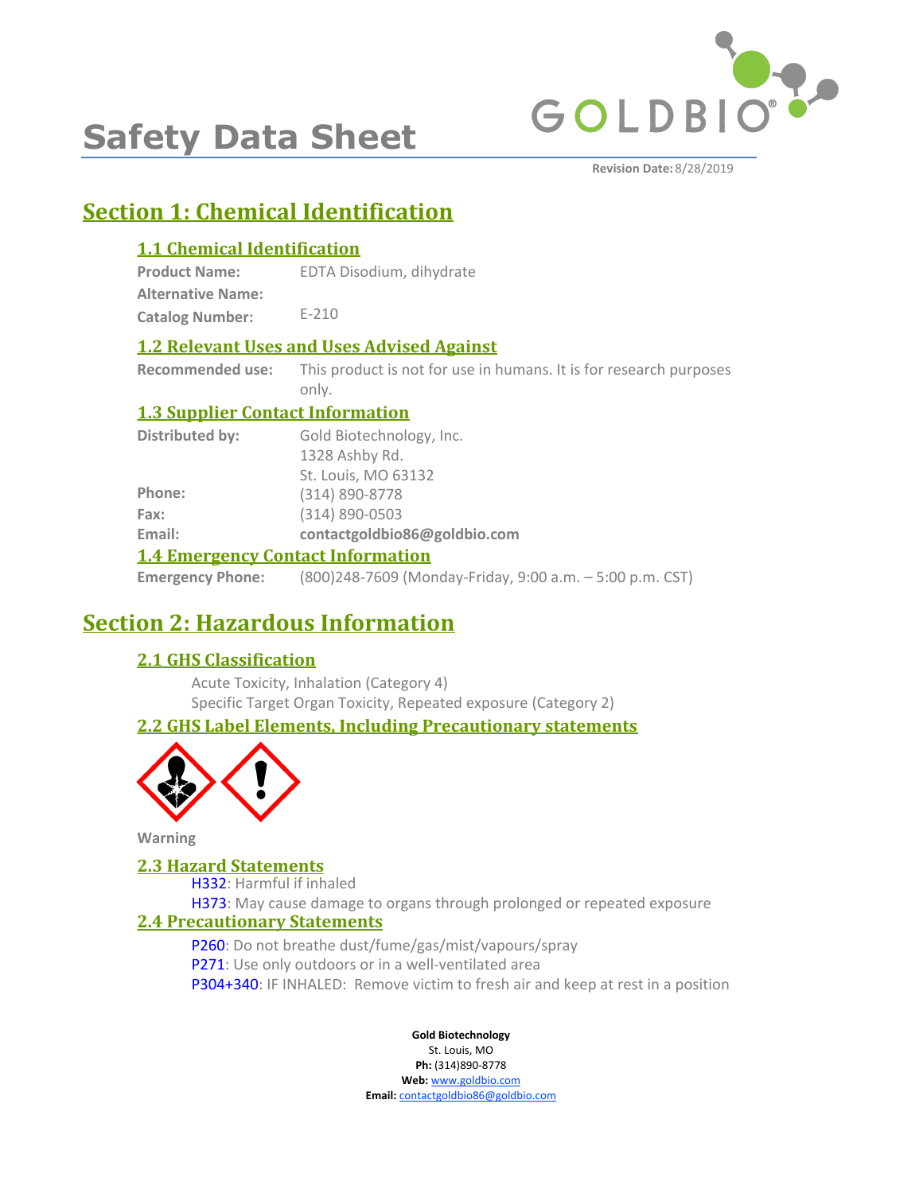# Safety Data Sheet

**Revision Date:** 8/28/2019

## Section 1: Chemical Identification

### 1.1 Chemical Identification

**Product Name:** EDTA Disodium, dihydrate

**Alternative Name:**

**Catalog Number:** E-210

### 1.2 Relevant Uses and Uses Advised Against

**Recommended use:** This product is not for use in humans. It is for research purposes only.

### 1.3 Supplier Contact Information

**Distributed by:** Gold Biotechnology, Inc.
1328 Ashby Rd.
St. Louis, MO 63132

**Phone:** (314) 890-8778

**Fax:** (314) 890-0503

**Email:** **contactgoldbio86@goldbio.com**

### 1.4 Emergency Contact Information

**Emergency Phone:** (800)248-7609 (Monday-Friday, 9:00 a.m. – 5:00 p.m. CST)

## Section 2: Hazardous Information

### 2.1 GHS Classification

Acute Toxicity, Inhalation (Category 4)
Specific Target Organ Toxicity, Repeated exposure (Category 2)

### 2.2 GHS Label Elements, Including Precautionary statements

Warning

### 2.3 Hazard Statements

H332: Harmful if inhaled
H373: May cause damage to organs through prolonged or repeated exposure

### 2.4 Precautionary Statements

P260: Do not breathe dust/fume/gas/mist/vapours/spray
P271: Use only outdoors or in a well-ventilated area
P304+340: IF INHALED: Remove victim to fresh air and keep at rest in a position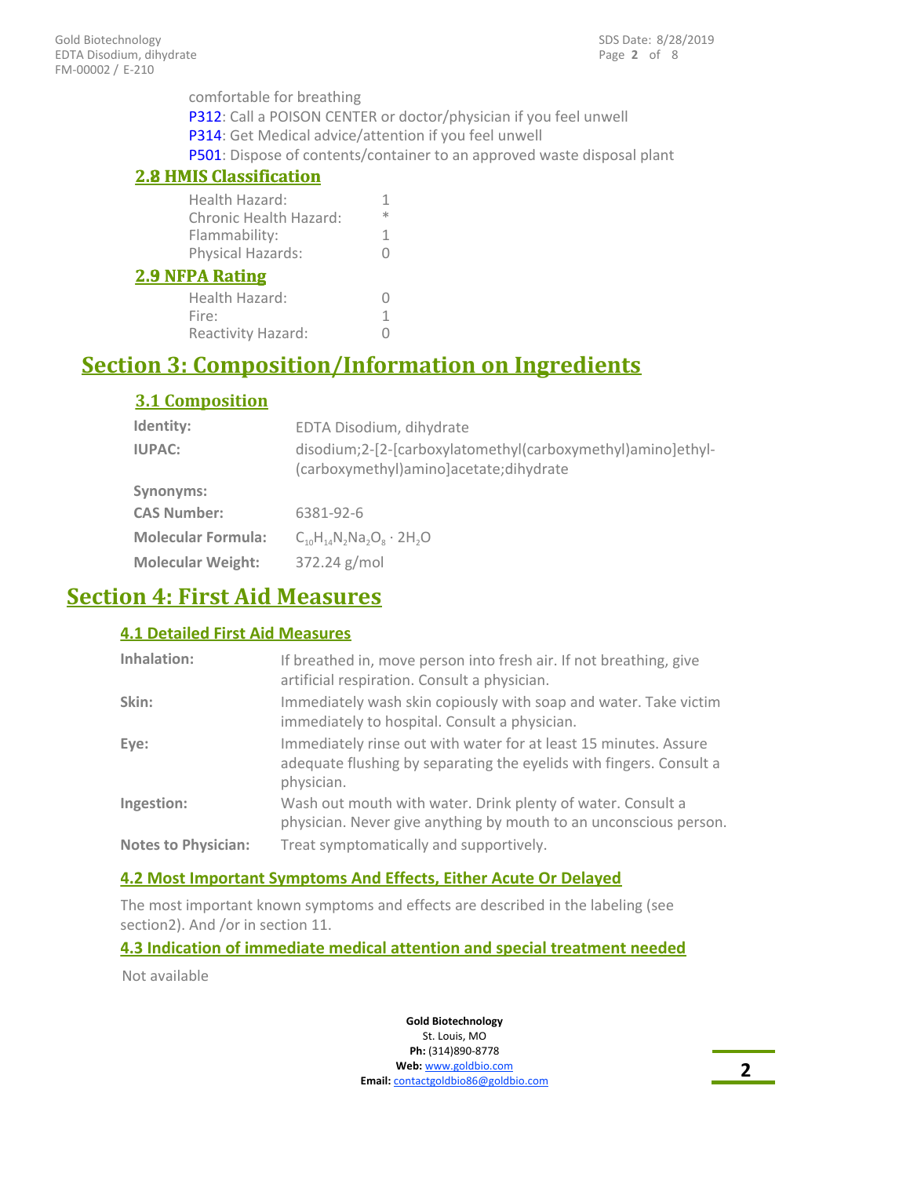comfortable for breathing

P312: Call a POISON CENTER or doctor/physician if you feel unwell

P314: Get Medical advice/attention if you feel unwell

P501: Dispose of contents/container to an approved waste disposal plant

### 2.8 HMIS Classification

| | |
|---|---|
| Health Hazard: | 1 |
| Chronic Health Hazard: | * |
| Flammability: | 1 |
| Physical Hazards: | 0 |

### 2.9 NFPA Rating

| | |
|---|---|
| Health Hazard: | 0 |
| Fire: | 1 |
| Reactivity Hazard: | 0 |

## Section 3: Composition/Information on Ingredients

### 3.1 Composition

| | |
|---|---|
| **Identity:** | EDTA Disodium, dihydrate |
| **IUPAC:** | disodium;2-[2-[carboxylatomethyl(carboxymethyl)amino]ethyl-(carboxymethyl)amino]acetate;dihydrate |
| **Synonyms:** | |
| **CAS Number:** | 6381-92-6 |
| **Molecular Formula:** | $C_{10}H_{14}N_2Na_2O_8 \cdot 2H_2O$ |
| **Molecular Weight:** | 372.24 g/mol |

## Section 4: First Aid Measures

### 4.1 Detailed First Aid Measures

| | |
|---|---|
| **Inhalation:** | If breathed in, move person into fresh air. If not breathing, give artificial respiration. Consult a physician. |
| **Skin:** | Immediately wash skin copiously with soap and water. Take victim immediately to hospital. Consult a physician. |
| **Eye:** | Immediately rinse out with water for at least 15 minutes. Assure adequate flushing by separating the eyelids with fingers. Consult a physician. |
| **Ingestion:** | Wash out mouth with water. Drink plenty of water. Consult a physician. Never give anything by mouth to an unconscious person. |
| **Notes to Physician:** | Treat symptomatically and supportively. |

### 4.2 Most Important Symptoms And Effects, Either Acute Or Delayed

The most important known symptoms and effects are described in the labeling (see section2). And /or in section 11.

### 4.3 Indication of immediate medical attention and special treatment needed

Not available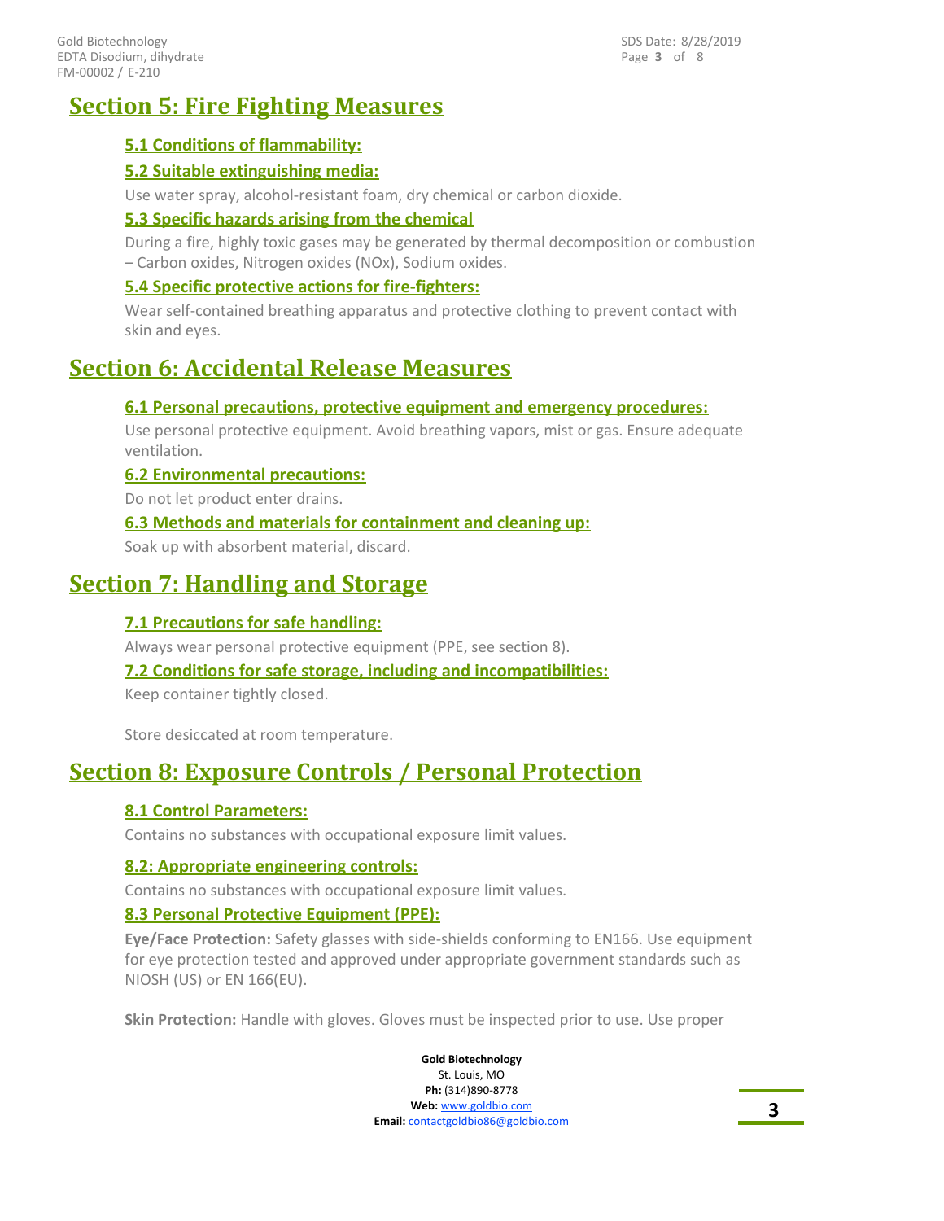## Section 5: Fire Fighting Measures

### 5.1 Conditions of flammability:

### 5.2 Suitable extinguishing media:

Use water spray, alcohol-resistant foam, dry chemical or carbon dioxide.

### 5.3 Specific hazards arising from the chemical

During a fire, highly toxic gases may be generated by thermal decomposition or combustion – Carbon oxides, Nitrogen oxides (NOx), Sodium oxides.

### 5.4 Specific protective actions for fire-fighters:

Wear self-contained breathing apparatus and protective clothing to prevent contact with skin and eyes.

## Section 6: Accidental Release Measures

### 6.1 Personal precautions, protective equipment and emergency procedures:

Use personal protective equipment. Avoid breathing vapors, mist or gas. Ensure adequate ventilation.

### 6.2 Environmental precautions:

Do not let product enter drains.

### 6.3 Methods and materials for containment and cleaning up:

Soak up with absorbent material, discard.

## Section 7: Handling and Storage

### 7.1 Precautions for safe handling:

Always wear personal protective equipment (PPE, see section 8).

### 7.2 Conditions for safe storage, including and incompatibilities:

Keep container tightly closed.

Store desiccated at room temperature.

## Section 8: Exposure Controls / Personal Protection

### 8.1 Control Parameters:

Contains no substances with occupational exposure limit values.

### 8.2: Appropriate engineering controls:

Contains no substances with occupational exposure limit values.

### 8.3 Personal Protective Equipment (PPE):

**Eye/Face Protection:** Safety glasses with side-shields conforming to EN166. Use equipment for eye protection tested and approved under appropriate government standards such as NIOSH (US) or EN 166(EU).

**Skin Protection:** Handle with gloves. Gloves must be inspected prior to use. Use proper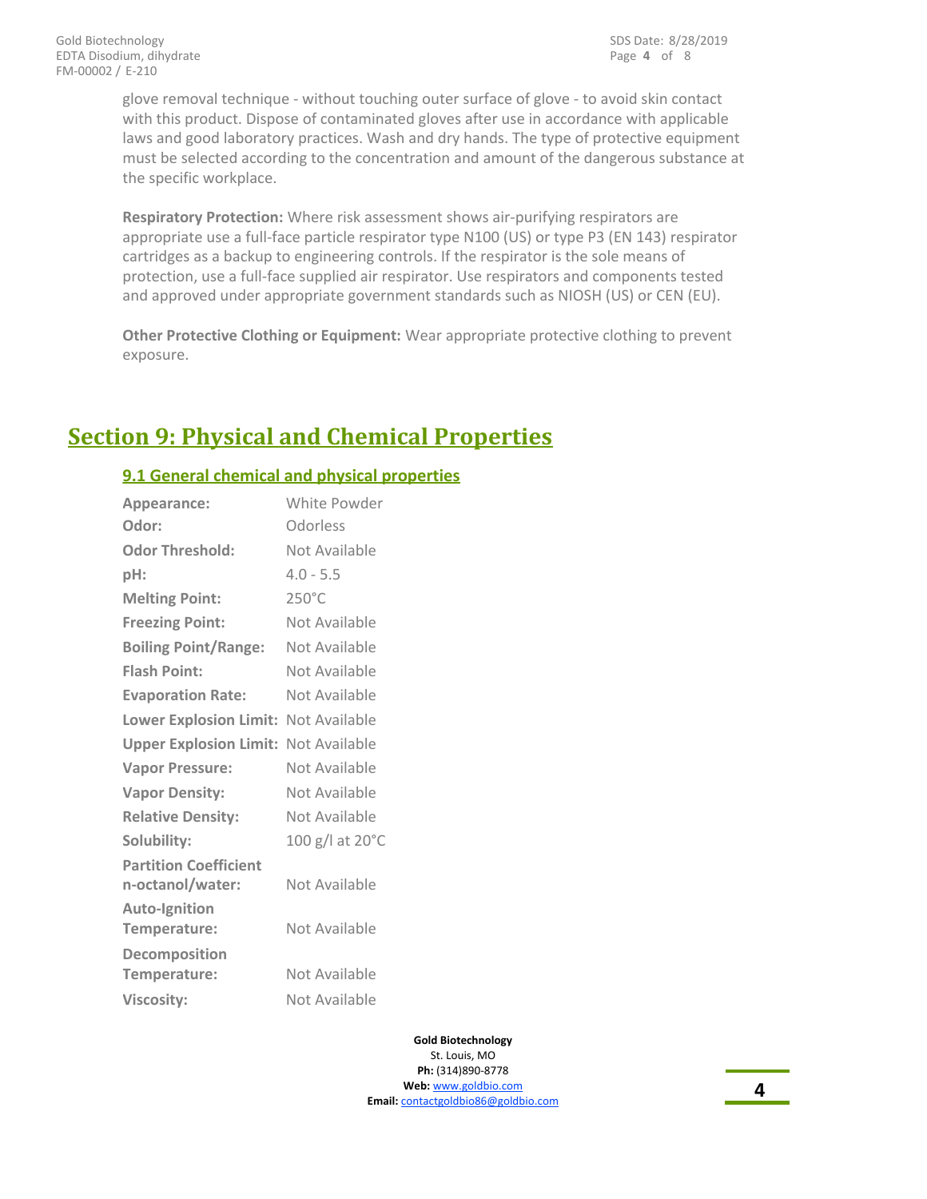glove removal technique - without touching outer surface of glove - to avoid skin contact with this product. Dispose of contaminated gloves after use in accordance with applicable laws and good laboratory practices. Wash and dry hands. The type of protective equipment must be selected according to the concentration and amount of the dangerous substance at the specific workplace.

**Respiratory Protection:** Where risk assessment shows air-purifying respirators are appropriate use a full-face particle respirator type N100 (US) or type P3 (EN 143) respirator cartridges as a backup to engineering controls. If the respirator is the sole means of protection, use a full-face supplied air respirator. Use respirators and components tested and approved under appropriate government standards such as NIOSH (US) or CEN (EU).

**Other Protective Clothing or Equipment:** Wear appropriate protective clothing to prevent exposure.

# Section 9: Physical and Chemical Properties

## 9.1 General chemical and physical properties

| | |
|---|---|
| **Appearance:** | White Powder |
| **Odor:** | Odorless |
| **Odor Threshold:** | Not Available |
| **pH:** | 4.0 - 5.5 |
| **Melting Point:** | 250°C |
| **Freezing Point:** | Not Available |
| **Boiling Point/Range:** | Not Available |
| **Flash Point:** | Not Available |
| **Evaporation Rate:** | Not Available |
| **Lower Explosion Limit:** | Not Available |
| **Upper Explosion Limit:** | Not Available |
| **Vapor Pressure:** | Not Available |
| **Vapor Density:** | Not Available |
| **Relative Density:** | Not Available |
| **Solubility:** | 100 g/l at 20°C |
| **Partition Coefficient n-octanol/water:** | Not Available |
| **Auto-Ignition Temperature:** | Not Available |
| **Decomposition Temperature:** | Not Available |
| **Viscosity:** | Not Available |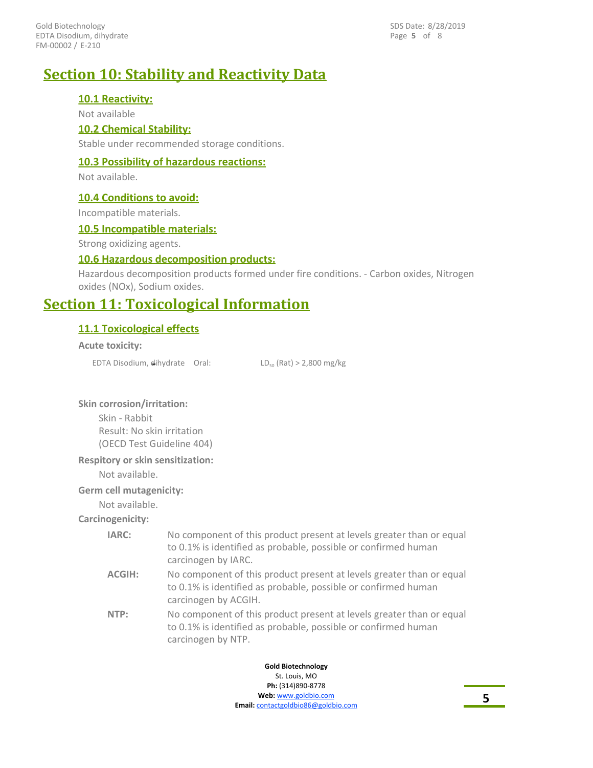# Section 10: Stability and Reactivity Data

### 10.1 Reactivity:

Not available

### 10.2 Chemical Stability:

Stable under recommended storage conditions.

### 10.3 Possibility of hazardous reactions:

Not available.

### 10.4 Conditions to avoid:

Incompatible materials.

### 10.5 Incompatible materials:

Strong oxidizing agents.

### 10.6 Hazardous decomposition products:

Hazardous decomposition products formed under fire conditions. - Carbon oxides, Nitrogen oxides (NOx), Sodium oxides.

# Section 11: Toxicological Information

### 11.1 Toxicological effects

**Acute toxicity:**

| | | |
|---|---|---|
| EDTA Disodium, dihydrate | Oral: | $LD_{50}$ (Rat) > 2,800 mg/kg |

**Skin corrosion/irritation:**

Skin - Rabbit
Result: No skin irritation
(OECD Test Guideline 404)

**Respitory or skin sensitization:**

Not available.

**Germ cell mutagenicity:**

Not available.

**Carcinogenicity:**

**IARC:** No component of this product present at levels greater than or equal to 0.1% is identified as probable, possible or confirmed human carcinogen by IARC.

**ACGIH:** No component of this product present at levels greater than or equal to 0.1% is identified as probable, possible or confirmed human carcinogen by ACGIH.

**NTP:** No component of this product present at levels greater than or equal to 0.1% is identified as probable, possible or confirmed human carcinogen by NTP.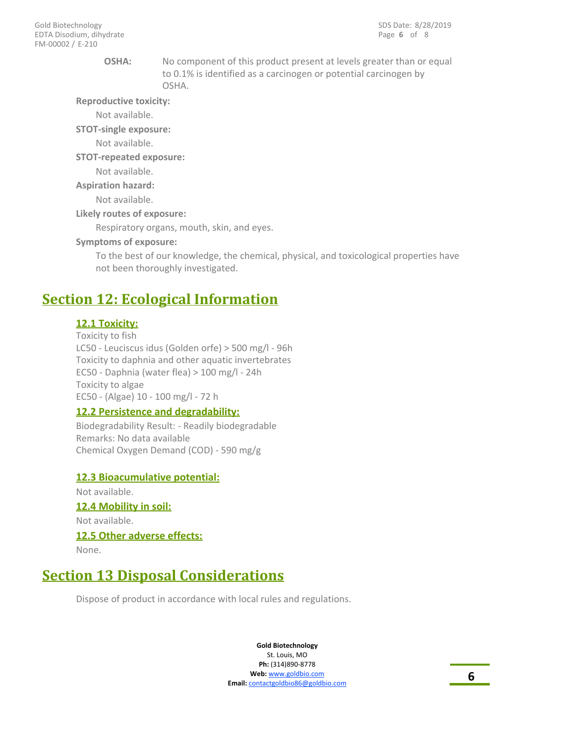**OSHA:** No component of this product present at levels greater than or equal to 0.1% is identified as a carcinogen or potential carcinogen by OSHA.

**Reproductive toxicity:**

Not available.

**STOT-single exposure:**

Not available.

**STOT-repeated exposure:**

Not available.

**Aspiration hazard:**

Not available.

**Likely routes of exposure:**

Respiratory organs, mouth, skin, and eyes.

**Symptoms of exposure:**

To the best of our knowledge, the chemical, physical, and toxicological properties have not been thoroughly investigated.

# Section 12: Ecological Information

### 12.1 Toxicity:

Toxicity to fish
LC50 - Leuciscus idus (Golden orfe) > 500 mg/l - 96h
Toxicity to daphnia and other aquatic invertebrates
EC50 - Daphnia (water flea) > 100 mg/l - 24h
Toxicity to algae
EC50 - (Algae) 10 - 100 mg/l - 72 h

### 12.2 Persistence and degradability:

Biodegradability Result: - Readily biodegradable
Remarks: No data available
Chemical Oxygen Demand (COD) - 590 mg/g

### 12.3 Bioacumulative potential:

Not available.

### 12.4 Mobility in soil:

Not available.

### 12.5 Other adverse effects:

None.

# Section 13 Disposal Considerations

Dispose of product in accordance with local rules and regulations.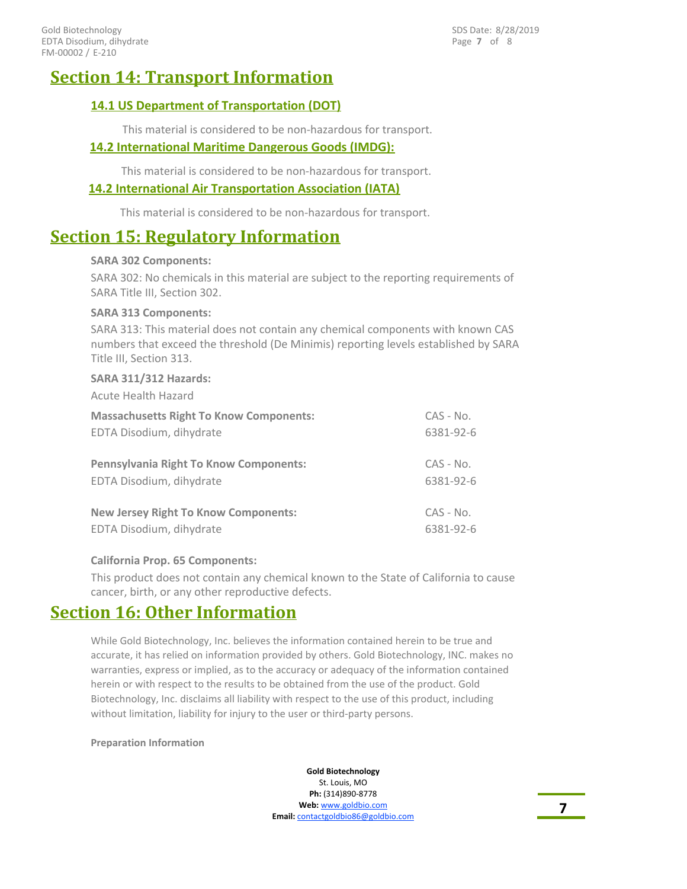## Section 14: Transport Information

### 14.1 US Department of Transportation (DOT)

This material is considered to be non-hazardous for transport.

### 14.2 International Maritime Dangerous Goods (IMDG):

This material is considered to be non-hazardous for transport.

### 14.2 International Air Transportation Association (IATA)

This material is considered to be non-hazardous for transport.

## Section 15: Regulatory Information

**SARA 302 Components:**

SARA 302: No chemicals in this material are subject to the reporting requirements of SARA Title III, Section 302.

**SARA 313 Components:**

SARA 313: This material does not contain any chemical components with known CAS numbers that exceed the threshold (De Minimis) reporting levels established by SARA Title III, Section 313.

**SARA 311/312 Hazards:**

Acute Health Hazard

| Massachusetts Right To Know Components: | CAS - No. |
| --- | --- |
| EDTA Disodium, dihydrate | 6381-92-6 |

| Pennsylvania Right To Know Components: | CAS - No. |
| --- | --- |
| EDTA Disodium, dihydrate | 6381-92-6 |

| New Jersey Right To Know Components: | CAS - No. |
| --- | --- |
| EDTA Disodium, dihydrate | 6381-92-6 |

**California Prop. 65 Components:**

This product does not contain any chemical known to the State of California to cause cancer, birth, or any other reproductive defects.

## Section 16: Other Information

While Gold Biotechnology, Inc. believes the information contained herein to be true and accurate, it has relied on information provided by others. Gold Biotechnology, INC. makes no warranties, express or implied, as to the accuracy or adequacy of the information contained herein or with respect to the results to be obtained from the use of the product. Gold Biotechnology, Inc. disclaims all liability with respect to the use of this product, including without limitation, liability for injury to the user or third-party persons.

**Preparation Information**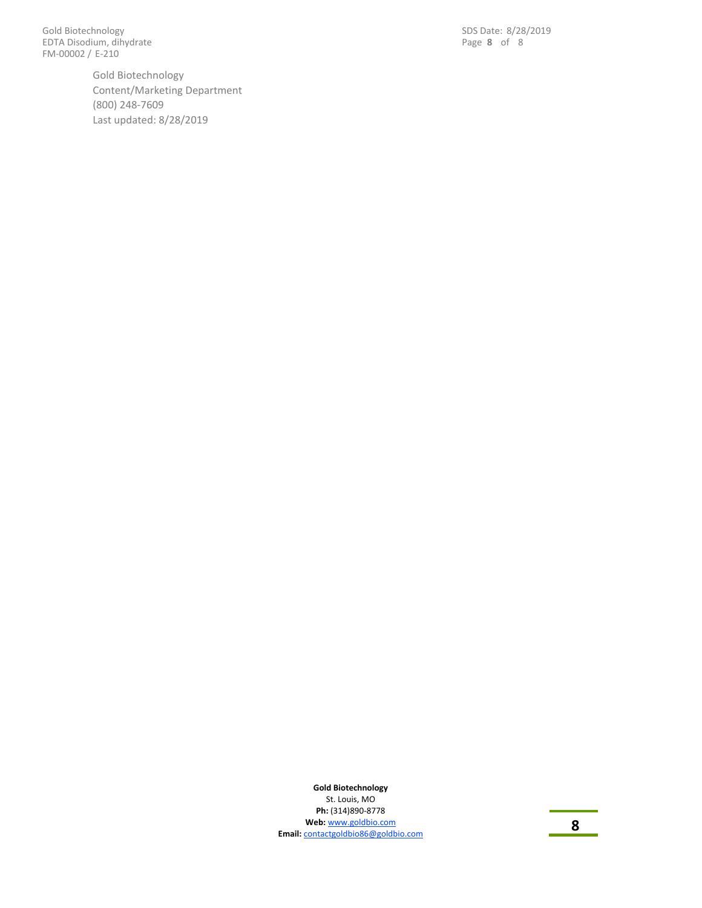Gold Biotechnology
Content/Marketing Department
(800) 248-7609
Last updated: 8/28/2019